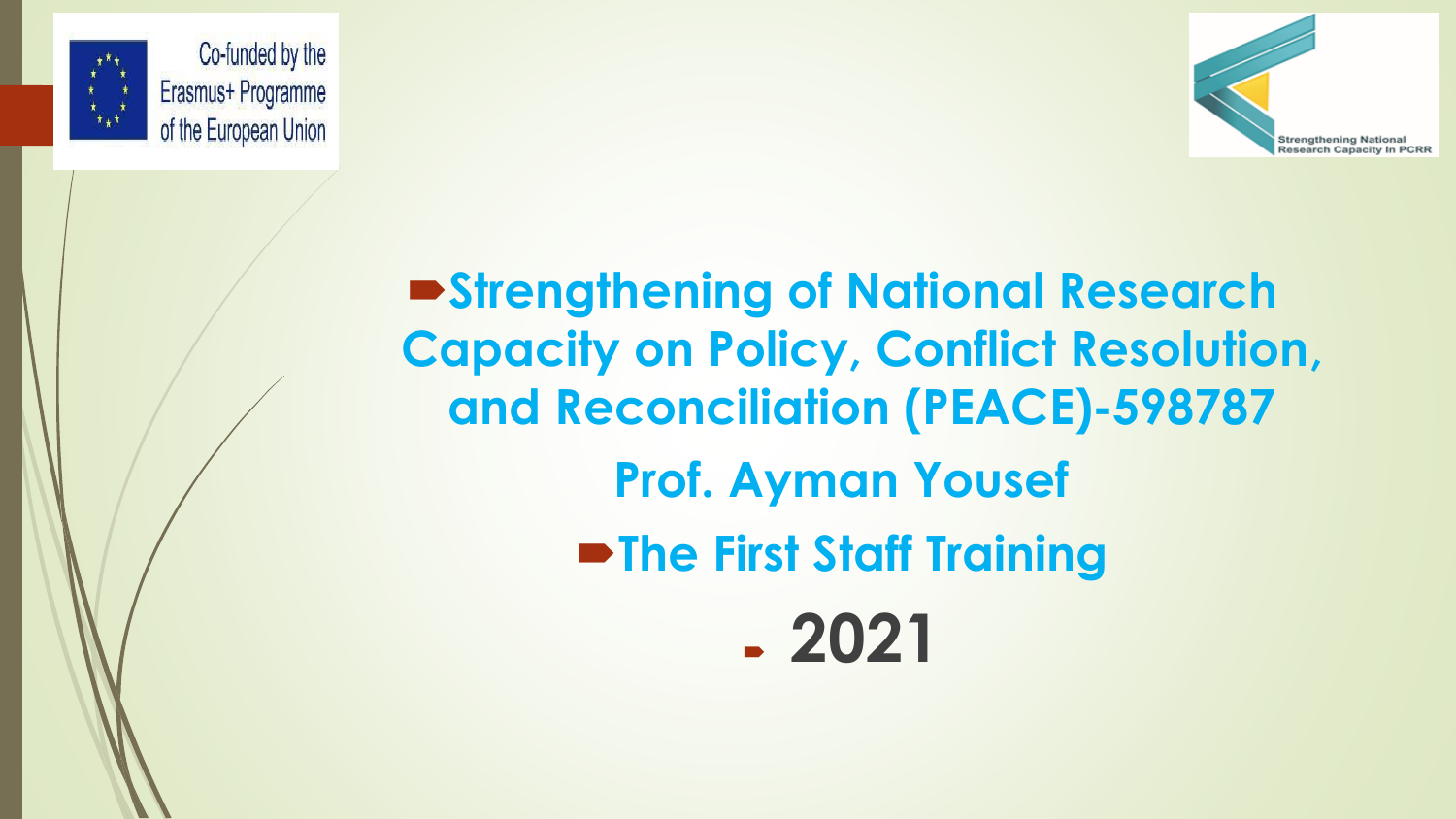Co-funded by the Erasmus+ Programme of the European Union

Strengthening National Research Capacity In PCRR

# Strengthening of National Research Capacity on Policy, Conflict Resolution, and Reconciliation (PEACE)-598787

## Prof. Ayman Yousef

## The First Staff Training

## 2021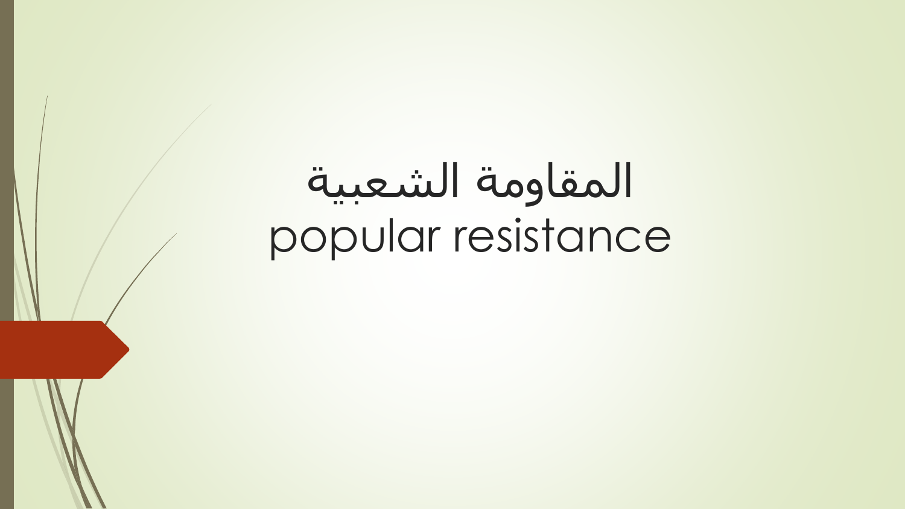# المقاومة الشعبية
# popular resistance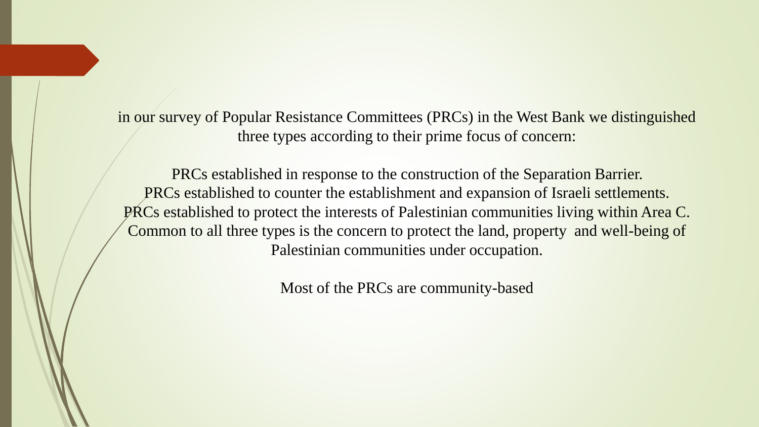in our survey of Popular Resistance Committees (PRCs) in the West Bank we distinguished three types according to their prime focus of concern:

PRCs established in response to the construction of the Separation Barrier.
PRCs established to counter the establishment and expansion of Israeli settlements.
PRCs established to protect the interests of Palestinian communities living within Area C.
Common to all three types is the concern to protect the land, property and well-being of Palestinian communities under occupation.

Most of the PRCs are community-based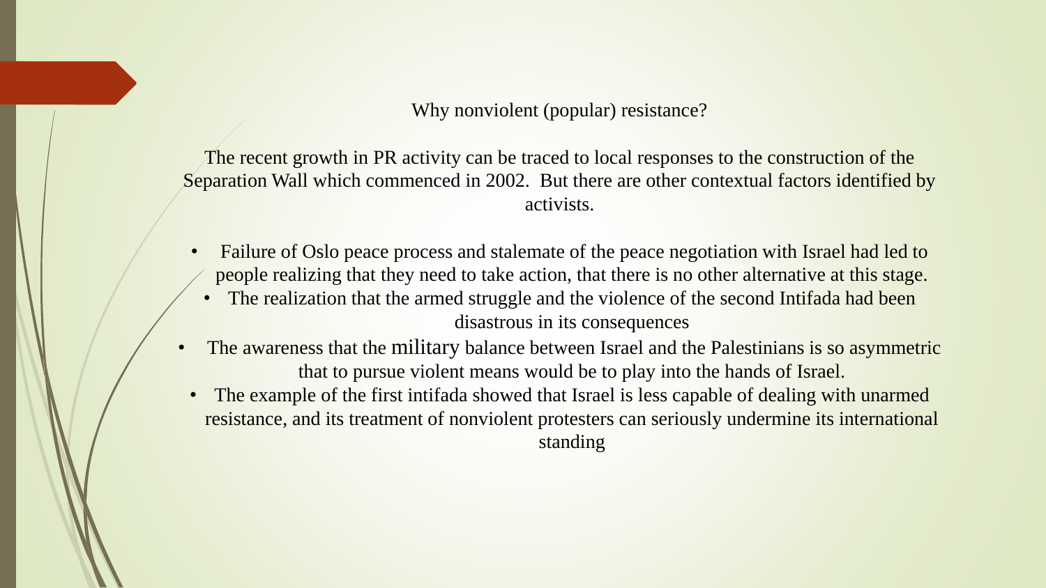## Why nonviolent (popular) resistance?

The recent growth in PR activity can be traced to local responses to the construction of the Separation Wall which commenced in 2002. But there are other contextual factors identified by activists.

- Failure of Oslo peace process and stalemate of the peace negotiation with Israel had led to people realizing that they need to take action, that there is no other alternative at this stage.
- The realization that the armed struggle and the violence of the second Intifada had been disastrous in its consequences
- The awareness that the military balance between Israel and the Palestinians is so asymmetric that to pursue violent means would be to play into the hands of Israel.
- The example of the first intifada showed that Israel is less capable of dealing with unarmed resistance, and its treatment of nonviolent protesters can seriously undermine its international standing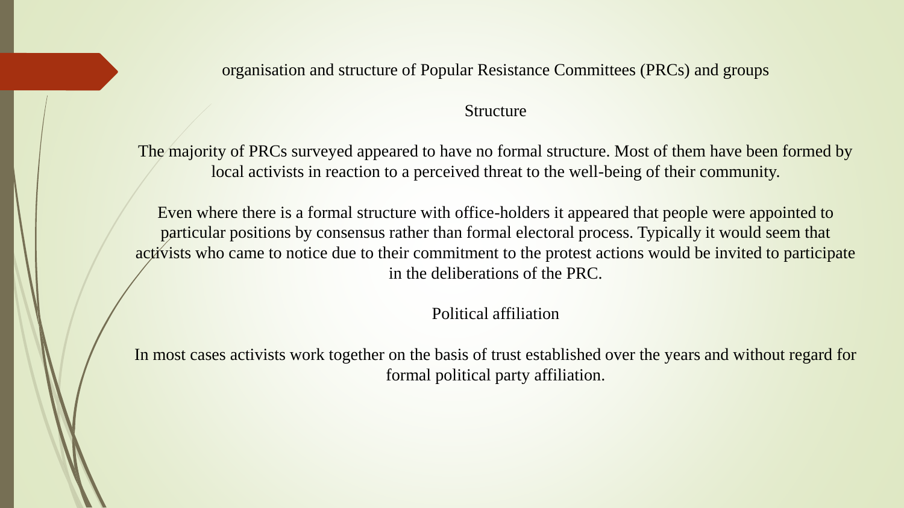## organisation and structure of Popular Resistance Committees (PRCs) and groups

### Structure

The majority of PRCs surveyed appeared to have no formal structure. Most of them have been formed by local activists in reaction to a perceived threat to the well-being of their community.

Even where there is a formal structure with office-holders it appeared that people were appointed to particular positions by consensus rather than formal electoral process. Typically it would seem that activists who came to notice due to their commitment to the protest actions would be invited to participate in the deliberations of the PRC.

### Political affiliation

In most cases activists work together on the basis of trust established over the years and without regard for formal political party affiliation.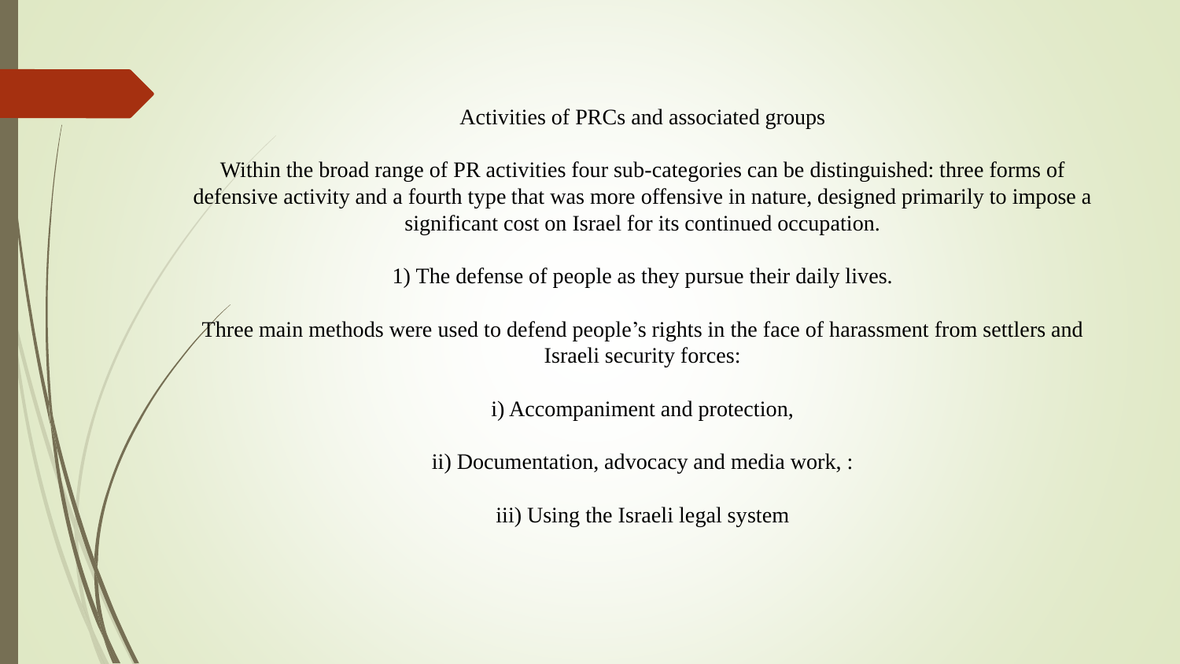## Activities of PRCs and associated groups

Within the broad range of PR activities four sub-categories can be distinguished: three forms of defensive activity and a fourth type that was more offensive in nature, designed primarily to impose a significant cost on Israel for its continued occupation.

1) The defense of people as they pursue their daily lives.

Three main methods were used to defend people's rights in the face of harassment from settlers and Israeli security forces:

i) Accompaniment and protection,

ii) Documentation, advocacy and media work, :

iii) Using the Israeli legal system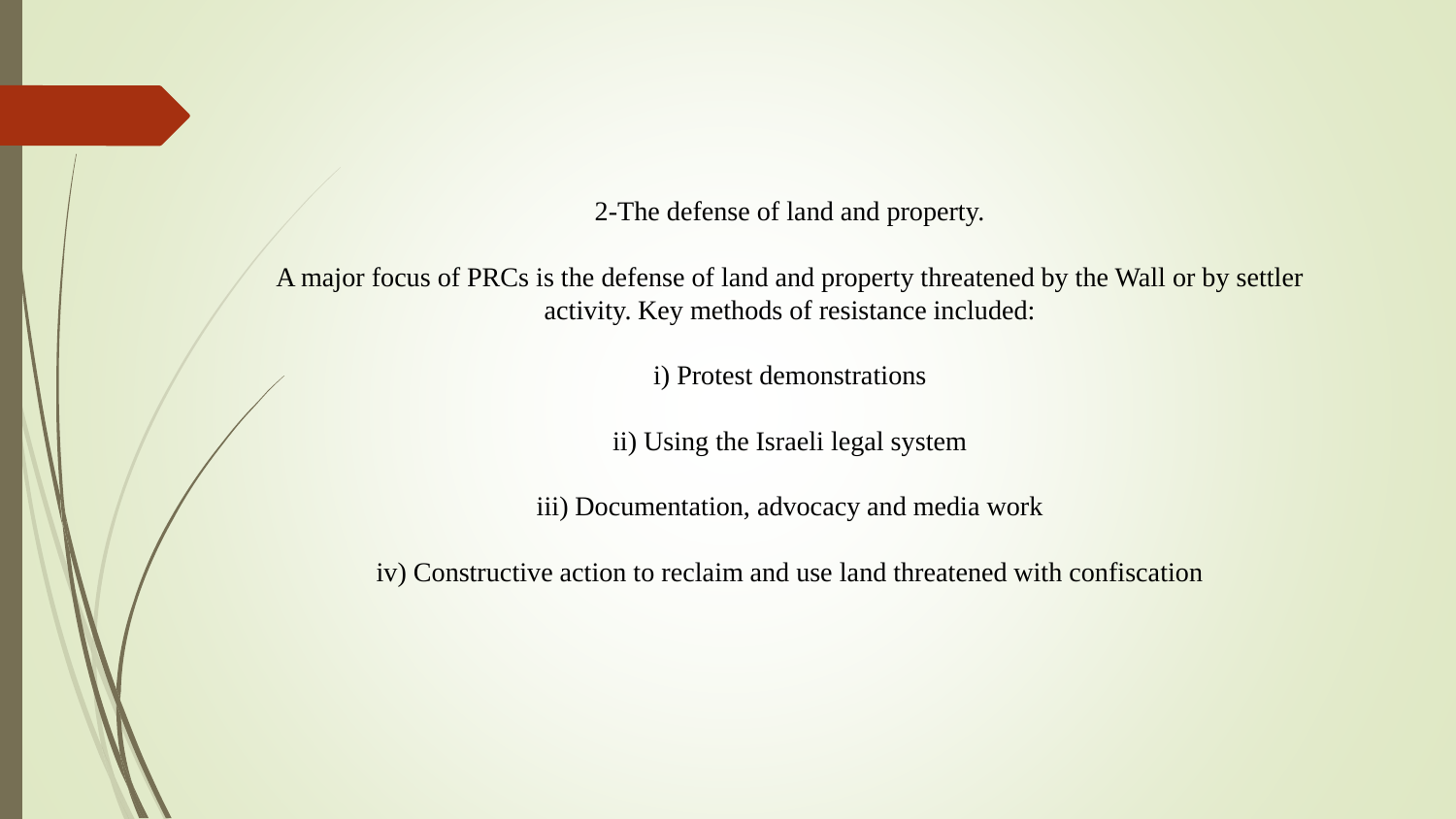## 2-The defense of land and property.

A major focus of PRCs is the defense of land and property threatened by the Wall or by settler activity. Key methods of resistance included:

i) Protest demonstrations

ii) Using the Israeli legal system

iii) Documentation, advocacy and media work

iv) Constructive action to reclaim and use land threatened with confiscation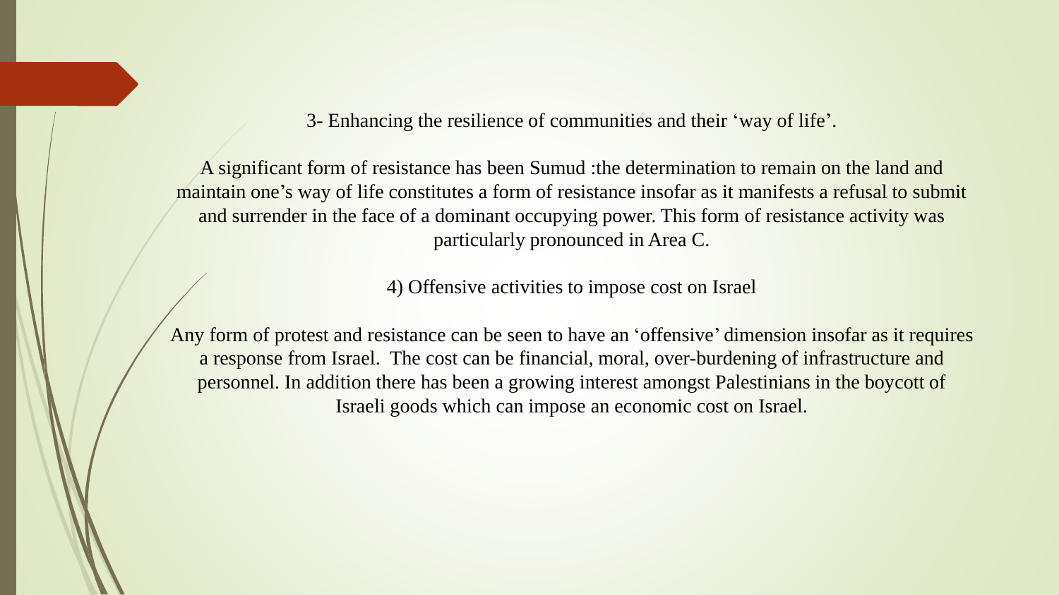3- Enhancing the resilience of communities and their 'way of life'.

A significant form of resistance has been Sumud :the determination to remain on the land and maintain one's way of life constitutes a form of resistance insofar as it manifests a refusal to submit and surrender in the face of a dominant occupying power. This form of resistance activity was particularly pronounced in Area C.

4) Offensive activities to impose cost on Israel

Any form of protest and resistance can be seen to have an 'offensive' dimension insofar as it requires a response from Israel. The cost can be financial, moral, over-burdening of infrastructure and personnel. In addition there has been a growing interest amongst Palestinians in the boycott of Israeli goods which can impose an economic cost on Israel.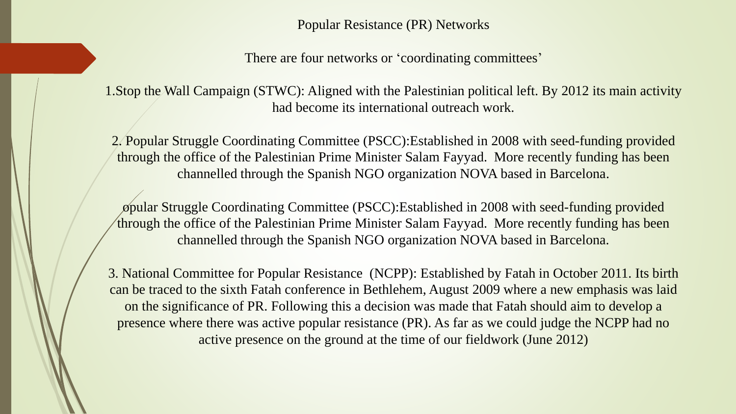# Popular Resistance (PR) Networks

There are four networks or 'coordinating committees'

1.Stop the Wall Campaign (STWC): Aligned with the Palestinian political left. By 2012 its main activity had become its international outreach work.

2. Popular Struggle Coordinating Committee (PSCC):Established in 2008 with seed-funding provided through the office of the Palestinian Prime Minister Salam Fayyad. More recently funding has been channelled through the Spanish NGO organization NOVA based in Barcelona.

opular Struggle Coordinating Committee (PSCC):Established in 2008 with seed-funding provided through the office of the Palestinian Prime Minister Salam Fayyad. More recently funding has been channelled through the Spanish NGO organization NOVA based in Barcelona.

3. National Committee for Popular Resistance (NCPP): Established by Fatah in October 2011. Its birth can be traced to the sixth Fatah conference in Bethlehem, August 2009 where a new emphasis was laid on the significance of PR. Following this a decision was made that Fatah should aim to develop a presence where there was active popular resistance (PR). As far as we could judge the NCPP had no active presence on the ground at the time of our fieldwork (June 2012)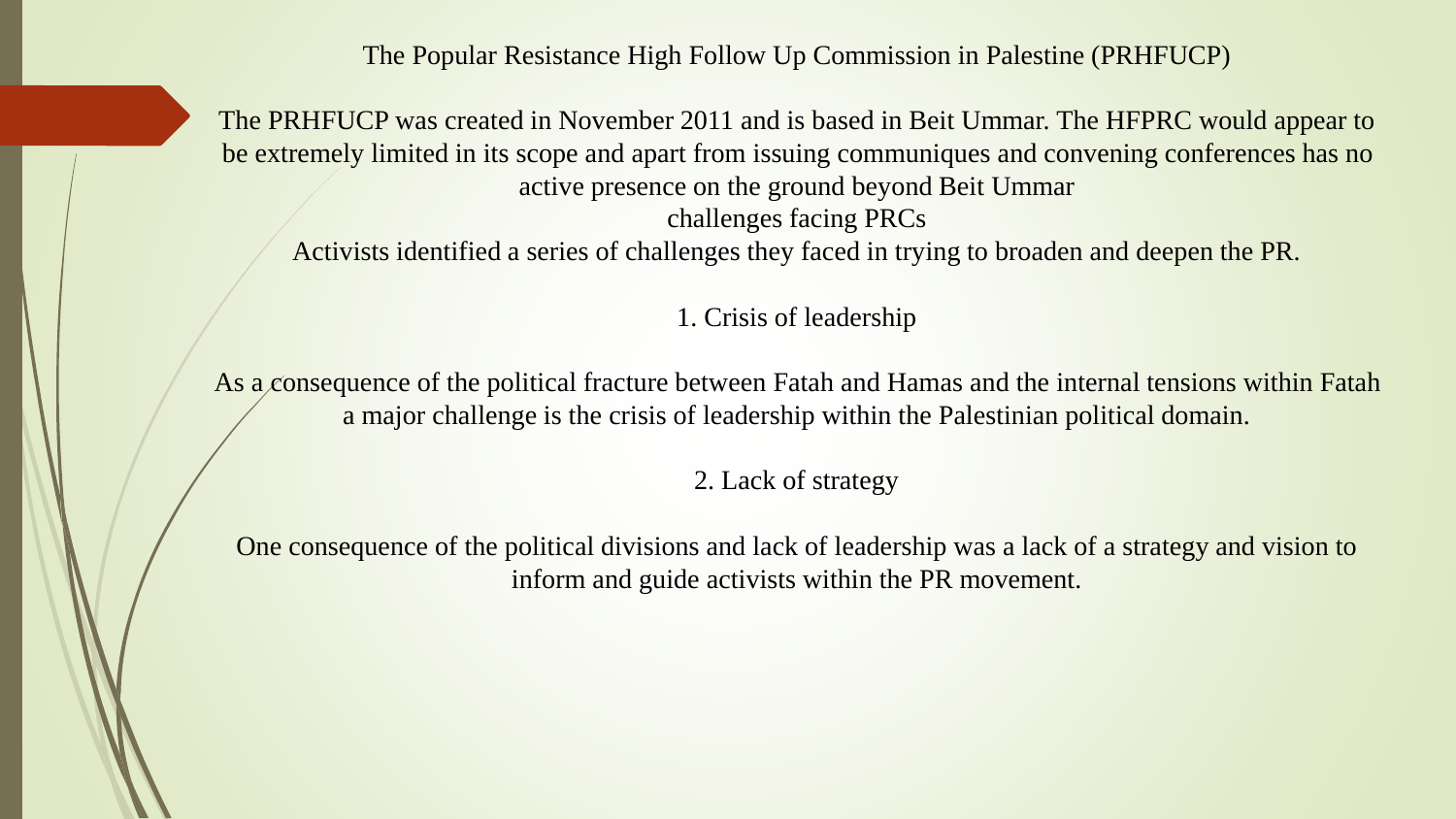## The Popular Resistance High Follow Up Commission in Palestine (PRHFUCP)

The PRHFUCP was created in November 2011 and is based in Beit Ummar. The HFPRC would appear to be extremely limited in its scope and apart from issuing communiques and convening conferences has no active presence on the ground beyond Beit Ummar

### challenges facing PRCs

Activists identified a series of challenges they faced in trying to broaden and deepen the PR.

1. Crisis of leadership

As a consequence of the political fracture between Fatah and Hamas and the internal tensions within Fatah a major challenge is the crisis of leadership within the Palestinian political domain.

2. Lack of strategy

One consequence of the political divisions and lack of leadership was a lack of a strategy and vision to inform and guide activists within the PR movement.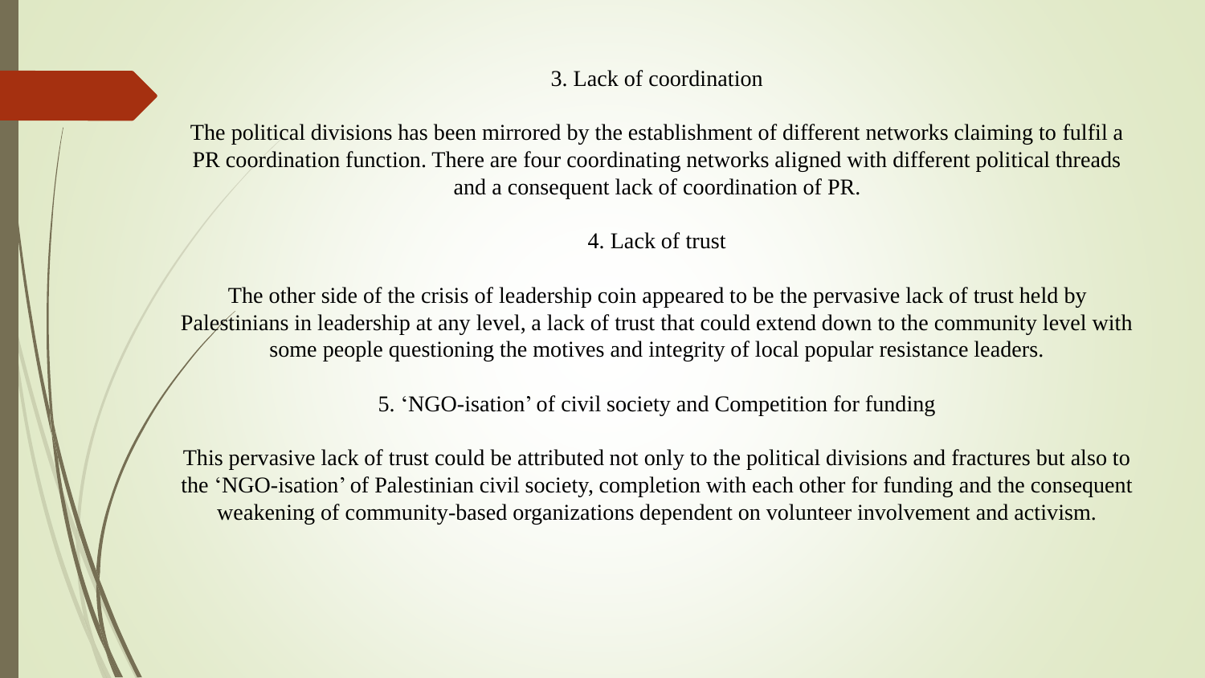### 3. Lack of coordination

The political divisions has been mirrored by the establishment of different networks claiming to fulfil a PR coordination function. There are four coordinating networks aligned with different political threads and a consequent lack of coordination of PR.

### 4. Lack of trust

The other side of the crisis of leadership coin appeared to be the pervasive lack of trust held by Palestinians in leadership at any level, a lack of trust that could extend down to the community level with some people questioning the motives and integrity of local popular resistance leaders.

### 5. 'NGO-isation' of civil society and Competition for funding

This pervasive lack of trust could be attributed not only to the political divisions and fractures but also to the 'NGO-isation' of Palestinian civil society, completion with each other for funding and the consequent weakening of community-based organizations dependent on volunteer involvement and activism.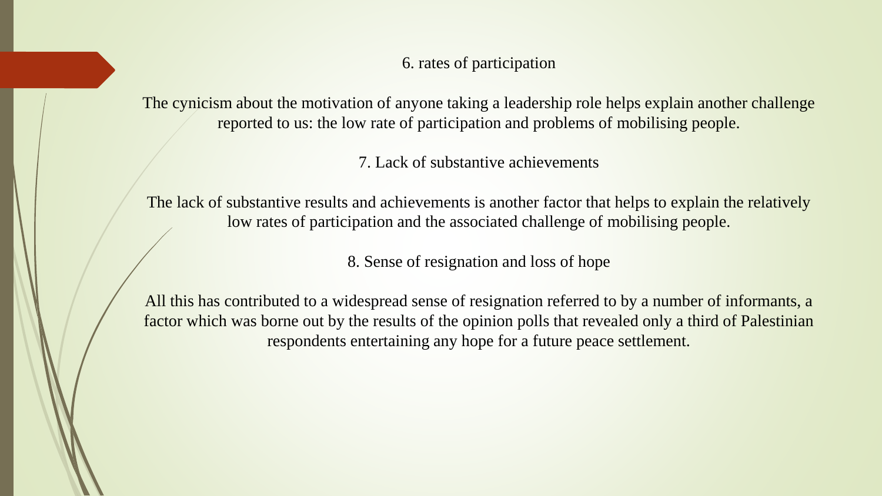### 6. rates of participation

The cynicism about the motivation of anyone taking a leadership role helps explain another challenge reported to us: the low rate of participation and problems of mobilising people.

### 7. Lack of substantive achievements

The lack of substantive results and achievements is another factor that helps to explain the relatively low rates of participation and the associated challenge of mobilising people.

### 8. Sense of resignation and loss of hope

All this has contributed to a widespread sense of resignation referred to by a number of informants, a factor which was borne out by the results of the opinion polls that revealed only a third of Palestinian respondents entertaining any hope for a future peace settlement.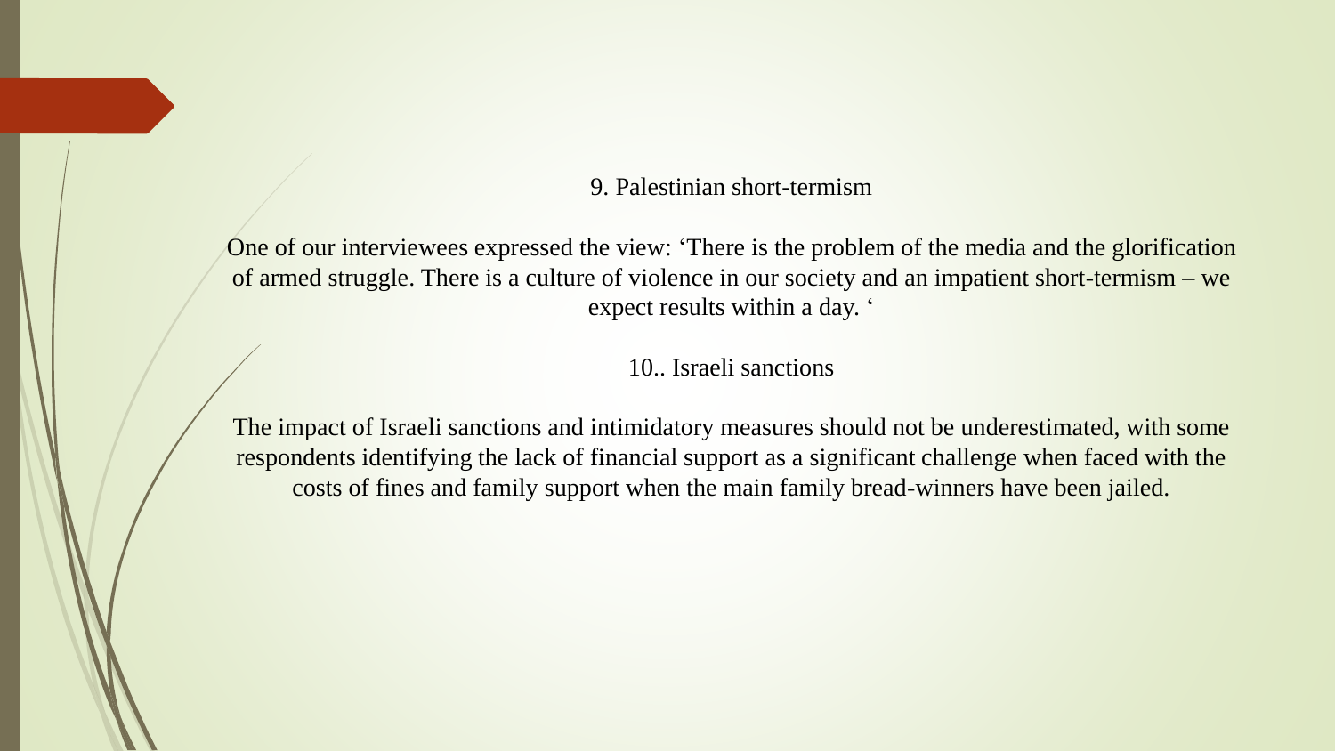## 9. Palestinian short-termism

One of our interviewees expressed the view: ‘There is the problem of the media and the glorification of armed struggle. There is a culture of violence in our society and an impatient short-termism – we expect results within a day. ‘

## 10.. Israeli sanctions

The impact of Israeli sanctions and intimidatory measures should not be underestimated, with some respondents identifying the lack of financial support as a significant challenge when faced with the costs of fines and family support when the main family bread-winners have been jailed.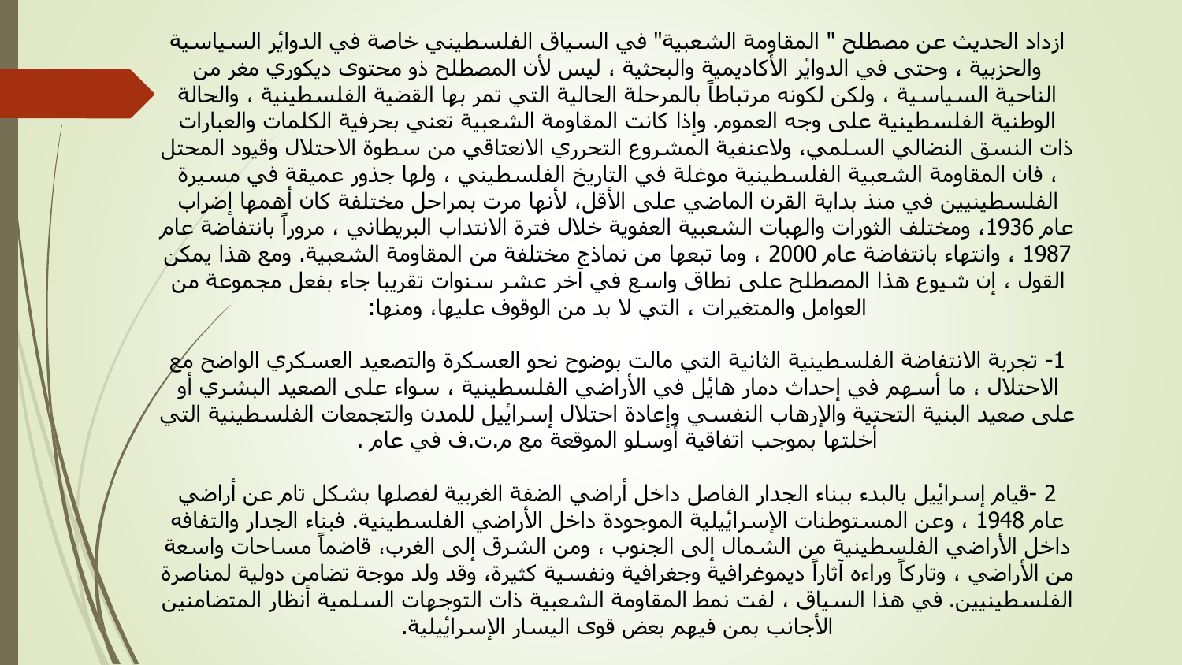ازداد الحديث عن مصطلح " المقاومة الشعبية" في السياق الفلسطيني خاصة في الدوائر السياسية والحزبية ، وحتى في الدوائر الأكاديمية والبحثية ، ليس لأن المصطلح ذو محتوى ديكوري مغر من الناحية السياسية ، ولكن لكونه مرتبطاً بالمرحلة الحالية التي تمر بها القضية الفلسطينية ، والحالة الوطنية الفلسطينية على وجه العموم. وإذا كانت المقاومة الشعبية تعني بحرفية الكلمات والعبارات ذات النسق النضالي السلمي، ولاعنفية المشروع التحرري الانعتاقي من سطوة الاحتلال وقيود المحتل ، فان المقاومة الشعبية الفلسطينية موغلة في التاريخ الفلسطيني ، ولها جذور عميقة في مسيرة الفلسطينيين في منذ بداية القرن الماضي على الأقل، لأنها مرت بمراحل مختلفة كان أهمها إضراب عام 1936، ومختلف الثورات والهبات الشعبية العفوية خلال فترة الانتداب البريطاني ، مروراً بانتفاضة عام 1987 ، وانتهاء بانتفاضة عام 2000 ، وما تبعها من نماذج مختلفة من المقاومة الشعبية. ومع هذا يمكن القول ، إن شيوع هذا المصطلح على نطاق واسع في آخر عشر سنوات تقريبا جاء بفعل مجموعة من العوامل والمتغيرات ، التي لا بد من الوقوف عليها، ومنها:

1- تجربة الانتفاضة الفلسطينية الثانية التي مالت بوضوح نحو العسكرة والتصعيد العسكري الواضح مع الاحتلال ، ما أسهم في إحداث دمار هائل في الأراضي الفلسطينية ، سواء على الصعيد البشري أو على صعيد البنية التحتية والإرهاب النفسي وإعادة احتلال إسرائيل للمدن والتجمعات الفلسطينية التي أخلتها بموجب اتفاقية أوسلو الموقعة مع م.ت.ف في عام .

2 -قيام إسرائيل بالبدء ببناء الجدار الفاصل داخل أراضي الضفة الغربية لفصلها بشكل تام عن أراضي عام 1948 ، وعن المستوطنات الإسرائيلية الموجودة داخل الأراضي الفلسطينية. فبناء الجدار والتفافه داخل الأراضي الفلسطينية من الشمال إلى الجنوب ، ومن الشرق إلى الغرب، قاضماً مساحات واسعة من الأراضي ، وتاركاً وراءه آثاراً ديموغرافية وجغرافية ونفسية كثيرة، وقد ولد موجة تضامن دولية لمناصرة الفلسطينيين. في هذا السياق ، لفت نمط المقاومة الشعبية ذات التوجهات السلمية أنظار المتضامنين الأجانب بمن فيهم بعض قوى اليسار الإسرائيلية.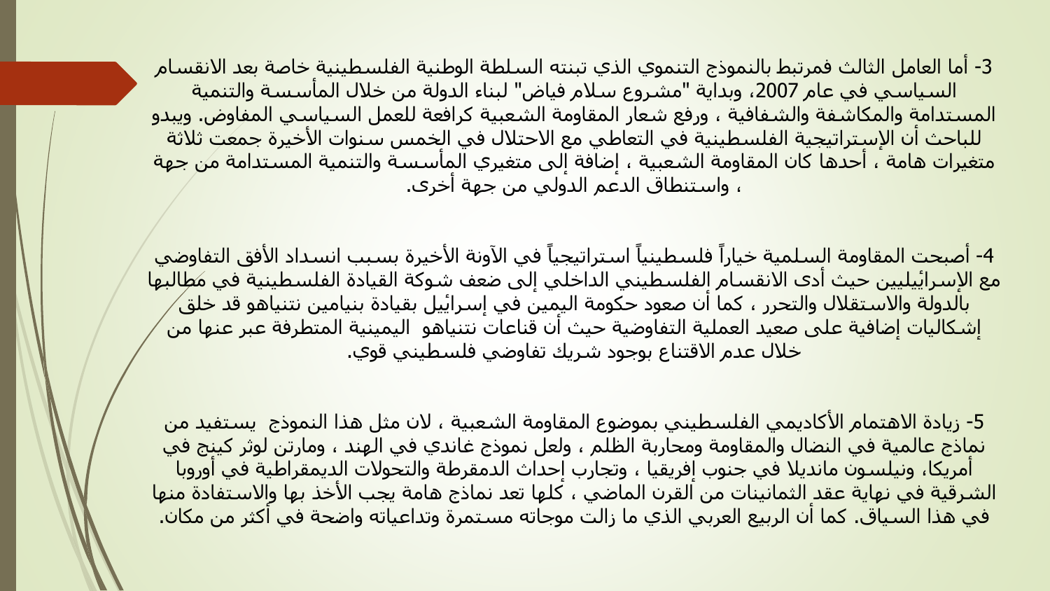3- أما العامل الثالث فمرتبط بالنموذج التنموي الذي تبنته السلطة الوطنية الفلسطينية خاصة بعد الانقسام السياسي في عام 2007، وبداية "مشروع سلام فياض" لبناء الدولة من خلال المأسسة والتنمية المستدامة والمكاشفة والشفافية ، ورفع شعار المقاومة الشعبية كرافعة للعمل السياسي المفاوض. ويبدو للباحث أن الإستراتيجية الفلسطينية في التعاطي مع الاحتلال في الخمس سنوات الأخيرة جمعت ثلاثة متغيرات هامة ، أحدها كان المقاومة الشعبية ، إضافة إلى متغيري المأسسة والتنمية المستدامة من جهة ، واستنطاق الدعم الدولي من جهة أخرى.

4- أصبحت المقاومة السلمية خياراً فلسطينياً استراتيجياً في الآونة الأخيرة بسبب انسداد الأفق التفاوضي مع الإسرائيليين حيث أدى الانقسام الفلسطيني الداخلي إلى ضعف شوكة القيادة الفلسطينية في مطالبها بالدولة والاستقلال والتحرر ، كما أن صعود حكومة اليمين في إسرائيل بقيادة بنيامين نتنياهو قد خلق إشكاليات إضافية على صعيد العملية التفاوضية حيث أن قناعات نتنياهو اليمينية المتطرفة عبر عنها من خلال عدم الاقتناع بوجود شريك تفاوضي فلسطيني قوي.

5- زيادة الاهتمام الأكاديمي الفلسطيني بموضوع المقاومة الشعبية ، لان مثل هذا النموذج يستفيد من نماذج عالمية في النضال والمقاومة ومحاربة الظلم ، ولعل نموذج غاندي في الهند ، ومارتن لوثر كينج في أمريكا، ونيلسون مانديلا في جنوب إفريقيا ، وتجارب إحداث الدمقرطة والتحولات الديمقراطية في أوروبا الشرقية في نهاية عقد الثمانينات من القرن الماضي ، كلها تعد نماذج هامة يجب الأخذ بها والاستفادة منها في هذا السياق. كما أن الربيع العربي الذي ما زالت موجاته مستمرة وتداعياته واضحة في أكثر من مكان.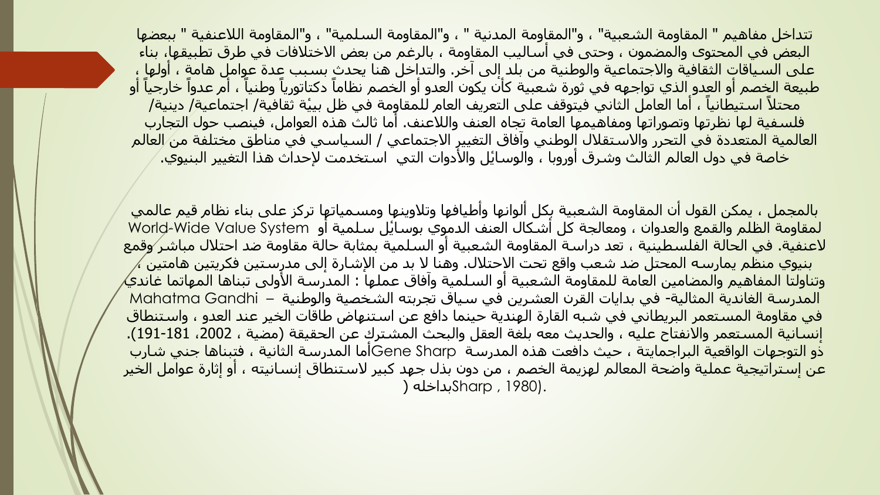تتداخل مفاهيم " المقاومة الشعبية" ، و"المقاومة المدنية " ، و"المقاومة السلمية" ، و"المقاومة اللاعنفية " بعضها البعض في المحتوى والمضمون ، وحتى في أساليب المقاومة ، بالرغم من بعض الاختلافات في طرق تطبيقها، بناء على السياقات الثقافية والاجتماعية والوطنية من بلد إلى آخر. والتداخل هنا يحدث بسبب عدة عوامل هامة ، أولها ، طبيعة الخصم أو العدو الذي تواجهه في ثورة شعبية كأن يكون العدو أو الخصم نظاماً دكتاتورياً وطنياً ، أم عدواً خارجياً أو محتلاً استيطانياً ، أما العامل الثاني فيتوقف على التعريف العام للمقاومة في ظل بيئة ثقافية/ اجتماعية/ دينية/ فلسفية لها نظرتها وتصوراتها ومفاهيمها العامة تجاه العنف واللاعنف. أما ثالث هذه العوامل، فينصب حول التجارب العالمية المتعددة في التحرر والاستقلال الوطني وآفاق التغيير الاجتماعي / السياسي في مناطق مختلفة من العالم خاصة في دول العالم الثالث وشرق أوروبا ، والوسائل والأدوات التي استخدمت لإحداث هذا التغيير البنيوي.

بالمجمل ، يمكن القول أن المقاومة الشعبية بكل ألوانها وأطيافها وتلاوينها ومسمياتها تركز على بناء نظام قيم عالمي World-Wide Value System لمقاومة الظلم والقمع والعدوان ، ومعالجة كل أشكال العنف الدموي بوسائل سلمية أو لاعنفية. في الحالة الفلسطينية ، تعد دراسة المقاومة الشعبية أو السلمية بمثابة حالة مقاومة ضد احتلال مباشر وقمع بنيوي منظم يمارسه المحتل ضد شعب واقع تحت الاحتلال. وهنا لا بد من الإشارة إلى مدرستين فكريتين هامتين ، وتناولتا المفاهيم والمضامين العامة للمقاومة الشعبية أو السلمية وآفاق عملها : المدرسة الأولى تبناها المهاتما غاندي Mahatma Gandhi – المدرسة الغاندية المثالية- في بدايات القرن العشرين في سياق تجربته الشخصية والوطنية في مقاومة المستعمر البريطاني في شبه القارة الهندية حينما دافع عن استنهاض طاقات الخير عند العدو ، واستنطاق إنسانية المستعمر والانفتاح عليه ، والحديث معه بلغة العقل والبحث المشترك عن الحقيقة (مضية ، 2002، 181-191). أما المدرسة الثانية ، فتبناها جني شارب Gene Sharp ذو التوجهات الواقعية البراجمايتة ، حيث دافعت هذه المدرسة عن إستراتيجية عملية واضحة المعالم لهزيمة الخصم ، من دون بذل جهد كبير لاستنطاق إنسانيته ، أو إثارة عوامل الخير بداخله (Sharp , 1980).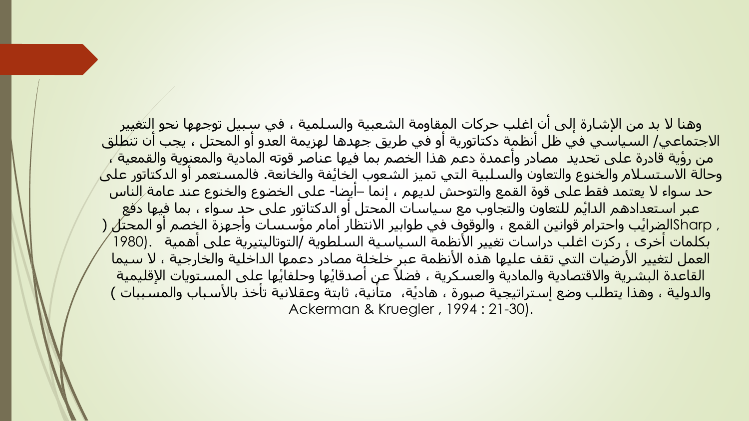وهنا لا بد من الإشارة إلى أن اغلب حركات المقاومة الشعبية والسلمية ، في سبيل توجهها نحو التغيير الاجتماعي/ السياسي في ظل أنظمة دكتاتورية أو في طريق جهدها لهزيمة العدو أو المحتل ، يجب أن تنطلق من رؤية قادرة على تحديد مصادر وأعمدة دعم هذا الخصم بما فيها عناصر قوته المادية والمعنوية والقمعية ، وحالة الاستسلام والخنوع والتعاون والسلبية التي تميز الشعوب الخائفة والخانعة. فالمستعمر أو الدكتاتور على حد سواء لا يعتمد فقط على قوة القمع والتوحش لديهم ، إنما –أيضا- على الخضوع والخنوع عند عامة الناس عبر استعدادهم الدائم للتعاون والتجاوب مع سياسات المحتل أو الدكتاتور على حد سواء ، بما فيها دفع الضرائب واحترام قوانين القمع ، والوقوف في طوابير الانتظار أمام مؤسسات وأجهزة الخصم أو المحتل ( Sharp , 1980). بكلمات أخرى ، ركزت اغلب دراسات تغيير الأنظمة السياسية السلطوية /التوتاليتيرية على أهمية العمل لتغيير الأرضيات التي تقف عليها هذه الأنظمة عبر خلخلة مصادر دعمها الداخلية والخارجية ، لا سيما القاعدة البشرية والاقتصادية والمادية والعسكرية ، فضلاً عن أصدقائها وحلفائها على المستويات الإقليمية والدولية ، وهذا يتطلب وضع إستراتيجية صبورة ، هادئة، متأنية، ثابتة وعقلانية تأخذ بالأسباب والمسببات ( Ackerman & Kruegler , 1994 : 21-30).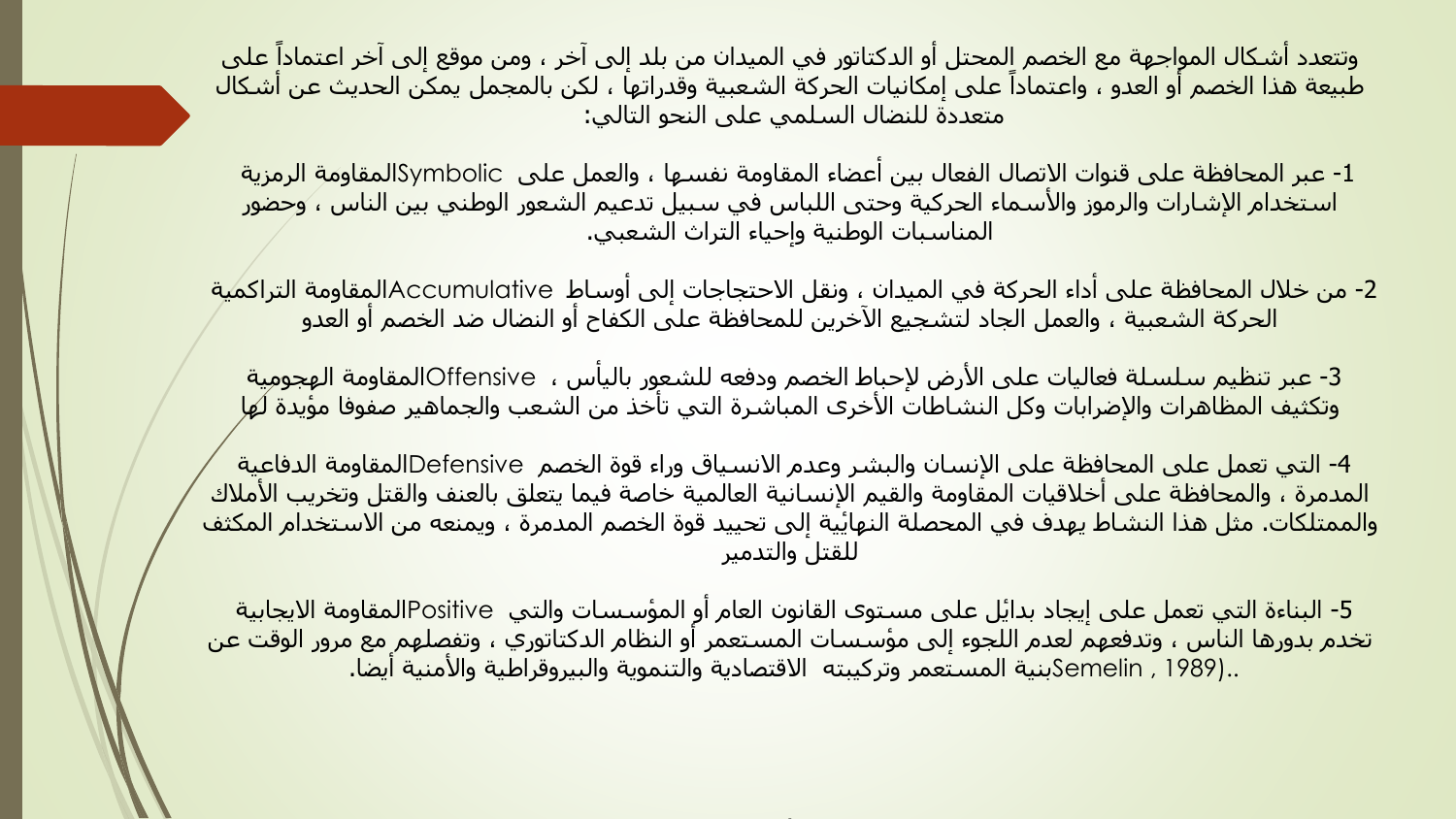وتتعدد أشكال المواجهة مع الخصم المحتل أو الدكتاتور في الميدان من بلد إلى آخر ، ومن موقع إلى آخر اعتماداً على طبيعة هذا الخصم أو العدو ، واعتماداً على إمكانيات الحركة الشعبية وقدراتها ، لكن بالمجمل يمكن الحديث عن أشكال متعددة للنضال السلمي على النحو التالي:

1- المقاومة الرمزية Symbolic والعمل على عبر المحافظة على قنوات الاتصال الفعال بين أعضاء المقاومة نفسها ، استخدام الإشارات والرموز والأسماء الحركية وحتى اللباس في سبيل تدعيم الشعور الوطني بين الناس ، وحضور المناسبات الوطنية وإحياء التراث الشعبي.

2- المقاومة التراكمية Accumulative من خلال المحافظة على أداء الحركة في الميدان ، ونقل الاحتجاجات إلى أوساط الحركة الشعبية ، والعمل الجاد لتشجيع الآخرين للمحافظة على الكفاح أو النضال ضد الخصم أو العدو

3- المقاومة الهجومية Offensive ، عبر تنظيم سلسلة فعاليات على الأرض لإحباط الخصم ودفعه للشعور باليأس وتكثيف المظاهرات والإضرابات وكل النشاطات الأخرى المباشرة التي تأخذ من الشعب والجماهير صفوفا مؤيدة لها

4- المقاومة الدفاعية Defensive التي تعمل على المحافظة على الإنسان والبشر وعدم الانسياق وراء قوة الخصم المدمرة ، والمحافظة على أخلاقيات المقاومة والقيم الإنسانية العالمية خاصة فيما يتعلق بالعنف والقتل وتخريب الأملاك والممتلكات. مثل هذا النشاط يهدف في المحصلة النهائية إلى تحييد قوة الخصم المدمرة ، ويمنعه من الاستخدام المكثف للقتل والتدمير

5- المقاومة الايجابية Positive البناءة التي تعمل على إيجاد بدائل على مستوى القانون العام أو المؤسسات والتي تخدم بدورها الناس ، وتدفعهم لعدم اللجوء إلى مؤسسات المستعمر أو النظام الدكتاتوري ، وتفصلهم مع مرور الوقت عن بنية المستعمر وتركيبته الاقتصادية والتنموية والبيروقراطية والأمنية أيضا. (Semelin , 1989)..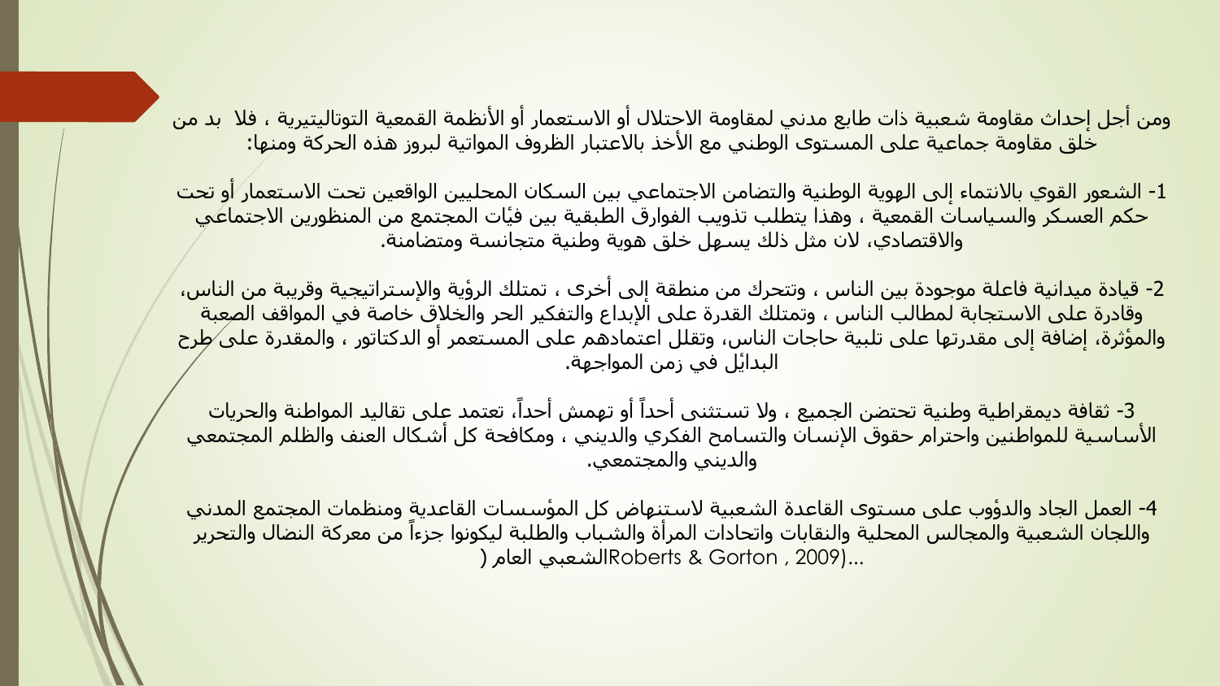ومن أجل إحداث مقاومة شعبية ذات طابع مدني لمقاومة الاحتلال أو الاستعمار أو الأنظمة القمعية التوتاليتيرية ، فلا  بد من خلق مقاومة جماعية على المستوى الوطني مع الأخذ بالاعتبار الظروف المواتية لبروز هذه الحركة ومنها:

1- الشعور القوي بالانتماء إلى الهوية الوطنية والتضامن الاجتماعي بين السكان المحليين الواقعين تحت الاستعمار أو تحت حكم العسكر والسياسات القمعية ، وهذا يتطلب تذويب الفوارق الطبقية بين فئات المجتمع من المنظورين الاجتماعي والاقتصادي، لان مثل ذلك يسهل خلق هوية وطنية متجانسة ومتضامنة.

2- قيادة ميدانية فاعلة موجودة بين الناس ، وتتحرك من منطقة إلى أخرى ، تمتلك الرؤية والإستراتيجية وقريبة من الناس، وقادرة على الاستجابة لمطالب الناس ، وتمتلك القدرة على الإبداع والتفكير الحر والخلاق خاصة في المواقف الصعبة والمؤثرة، إضافة إلى مقدرتها على تلبية حاجات الناس، وتقلل اعتمادهم على المستعمر أو الدكتاتور ، والمقدرة على طرح البدائل في زمن المواجهة.

3- ثقافة ديمقراطية وطنية تحتضن الجميع ، ولا تستثنى أحداً أو تهمش أحداً، تعتمد على تقاليد المواطنة والحريات الأساسية للمواطنين واحترام حقوق الإنسان والتسامح الفكري والديني ، ومكافحة كل أشكال العنف والظلم المجتمعي والديني والمجتمعي.

4- العمل الجاد والدؤوب على مستوى القاعدة الشعبية لاستنهاض كل المؤسسات القاعدية ومنظمات المجتمع المدني واللجان الشعبية والمجالس المحلية والنقابات واتحادات المرأة والشباب والطلبة ليكونوا جزءاً من معركة النضال والتحرير الشعبي العام (Roberts & Gorton , 2009)...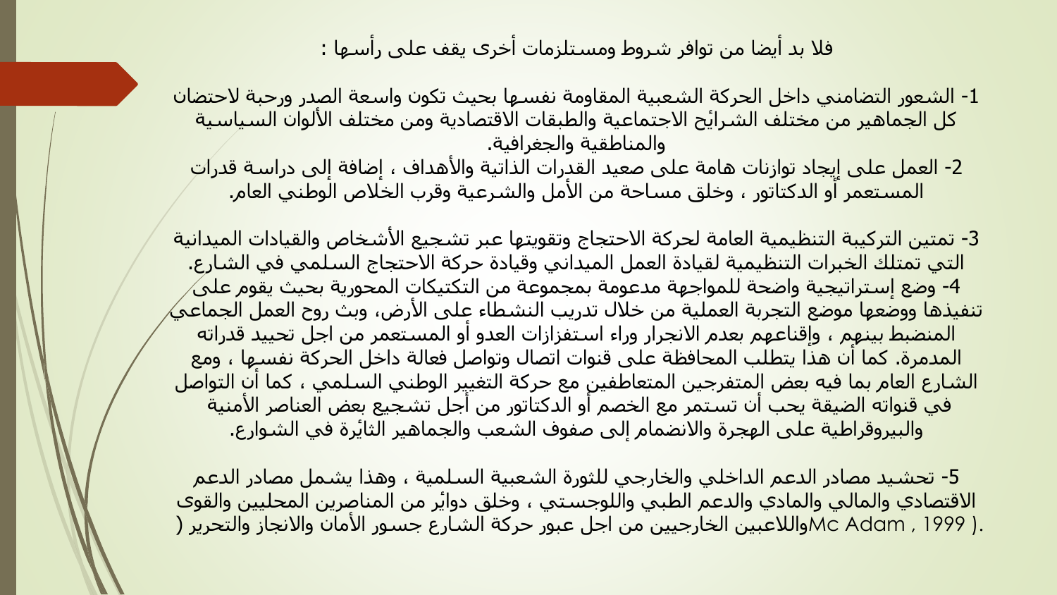فلا بد أيضا من توافر شروط ومستلزمات أخرى يقف على رأسها :

1- الشعور التضامني داخل الحركة الشعبية المقاومة نفسها بحيث تكون واسعة الصدر ورحبة لاحتضان كل الجماهير من مختلف الشرائح الاجتماعية والطبقات الاقتصادية ومن مختلف الألوان السياسية والمناطقية والجغرافية.

2- العمل على إيجاد توازنات هامة على صعيد القدرات الذاتية والأهداف ، إضافة إلى دراسة قدرات المستعمر أو الدكتاتور ، وخلق مساحة من الأمل والشرعية وقرب الخلاص الوطني العام.

3- تمتين التركيبة التنظيمية العامة لحركة الاحتجاج وتقويتها عبر تشجيع الأشخاص والقيادات الميدانية التي تمتلك الخبرات التنظيمية لقيادة العمل الميداني وقيادة حركة الاحتجاج السلمي في الشارع.

4- وضع إستراتيجية واضحة للمواجهة مدعومة بمجموعة من التكتيكات المحورية بحيث يقوم على تنفيذها ووضعها موضع التجربة العملية من خلال تدريب النشطاء على الأرض، وبث روح العمل الجماعي المنضبط بينهم ، وإقناعهم بعدم الانجرار وراء استفزازات العدو أو المستعمر من اجل تحييد قدراته المدمرة. كما أن هذا يتطلب المحافظة على قنوات اتصال وتواصل فعالة داخل الحركة نفسها ، ومع الشارع العام بما فيه بعض المتفرجين المتعاطفين مع حركة التغيير الوطني السلمي ، كما أن التواصل في قنواته الضيقة يجب أن تستمر مع الخصم أو الدكتاتور من أجل تشجيع بعض العناصر الأمنية والبيروقراطية على الهجرة والانضمام إلى صفوف الشعب والجماهير الثائرة في الشوارع.

5- تحشيد مصادر الدعم الداخلي والخارجي للثورة الشعبية السلمية ، وهذا يشمل مصادر الدعم الاقتصادي والمالي والمادي والدعم الطبي واللوجستي ، وخلق دوائر من المناصرين المحليين والقوى واللاعبين الخارجيين من اجل عبور حركة الشارع جسور الأمان والانجاز والتحرير ( Mc Adam , 1999 ).